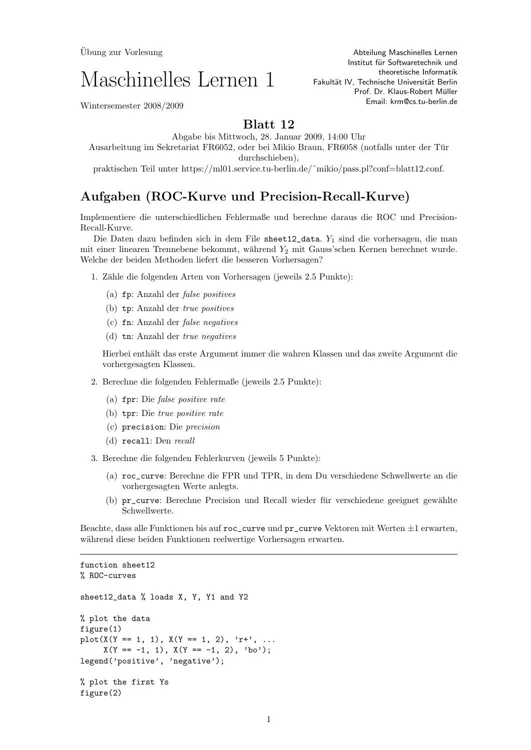Übung zur Vorlesung

# Maschinelles Lernen 1

Wintersemester 2008/2009

Abteilung Maschinelles Lernen
Institut für Softwaretechnik und theoretische Informatik
Fakultät IV, Technische Universität Berlin
Prof. Dr. Klaus-Robert Müller
Email: krm@cs.tu-berlin.de

## Blatt 12

Abgabe bis Mittwoch, 28. Januar 2009, 14:00 Uhr
Ausarbeitung im Sekretariat FR6052, oder bei Mikio Braun, FR6058 (notfalls unter der Tür durchschieben),
praktischen Teil unter https://ml01.service.tu-berlin.de/~mikio/pass.pl?conf=blatt12.conf.

## Aufgaben (ROC-Kurve und Precision-Recall-Kurve)

Implementiere die unterschiedlichen Fehlermaße und berechne daraus die ROC und Precision-Recall-Kurve.

Die Daten dazu befinden sich in dem File `sheet12_data`. $Y_1$ sind die vorhersagen, die man mit einer linearen Trennebene bekommt, während $Y_2$ mit Gauss'schen Kernen berechnet wurde. Welche der beiden Methoden liefert die besseren Vorhersagen?

1. Zähle die folgenden Arten von Vorhersagen (jeweils 2.5 Punkte):
   (a) `fp`: Anzahl der *false positives*
   (b) `tp`: Anzahl der *true positives*
   (c) `fn`: Anzahl der *false negatives*
   (d) `tn`: Anzahl der *true negatives*

   Hierbei enthält das erste Argument immer die wahren Klassen und das zweite Argument die vorhergesagten Klassen.

2. Berechne die folgenden Fehlermaße (jeweils 2.5 Punkte):
   (a) `fpr`: Die *false positive rate*
   (b) `tpr`: Die *true positive rate*
   (c) `precision`: Die *precision*
   (d) `recall`: Den *recall*

3. Berechne die folgenden Fehlerkurven (jeweils 5 Punkte):
   (a) `roc_curve`: Berechne die FPR und TPR, in dem Du verschiedene Schwellwerte an die vorhergesagten Werte anlegts.
   (b) `pr_curve`: Berechne Precision und Recall wieder für verschiedene geeignet gewählte Schwellwerte.

Beachte, dass alle Funktionen bis auf `roc_curve` und `pr_curve` Vektoren mit Werten $\pm 1$ erwarten, während diese beiden Funktionen reelwertige Vorhersagen erwarten.

---

```
function sheet12
% ROC-curves

sheet12_data % loads X, Y, Y1 and Y2

% plot the data
figure(1)
plot(X(Y == 1, 1), X(Y == 1, 2), 'r+', ...
     X(Y == -1, 1), X(Y == -1, 2), 'bo');
legend('positive', 'negative');

% plot the first Ys
figure(2)
```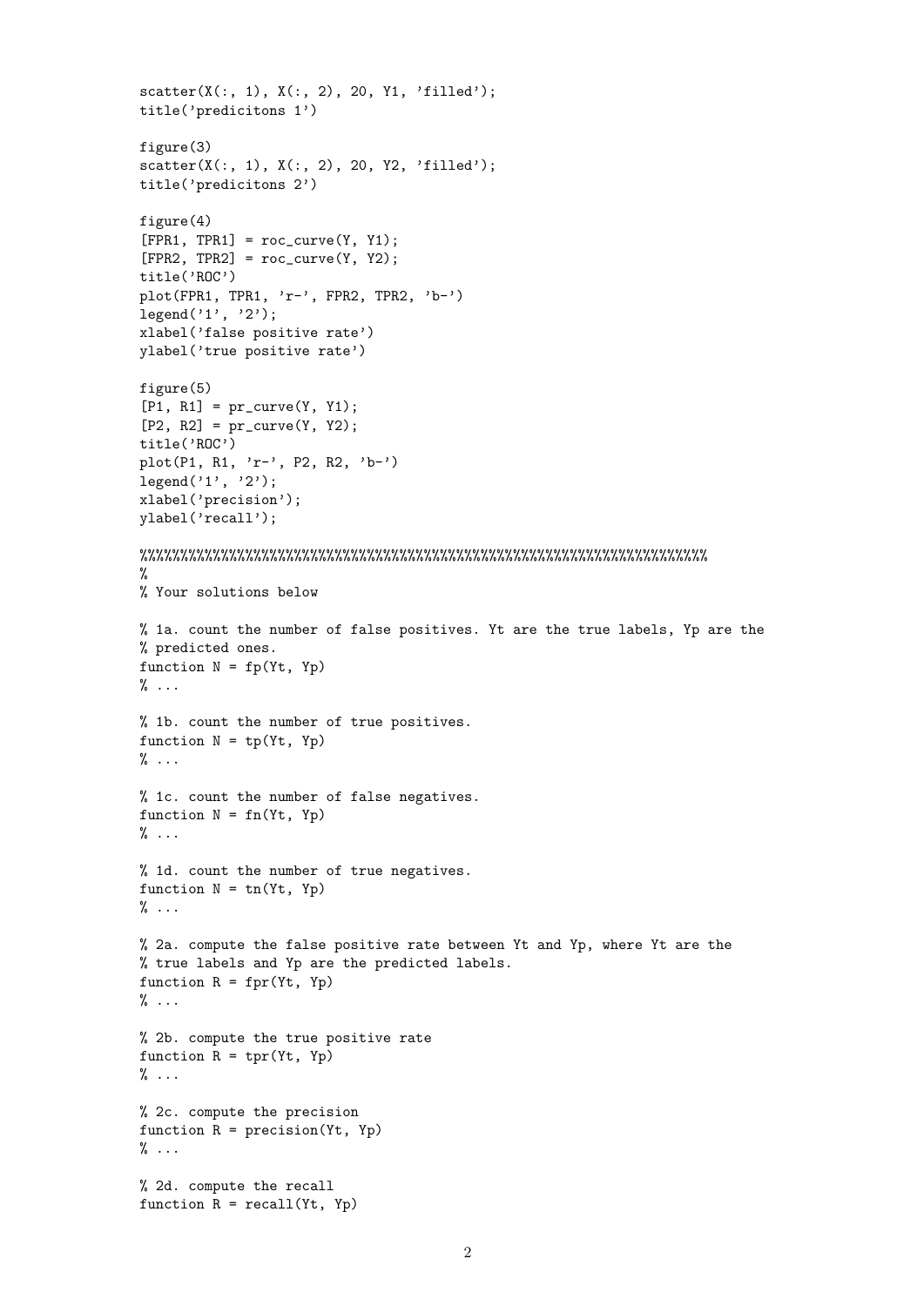```
scatter(X(:, 1), X(:, 2), 20, Y1, 'filled');
title('predicitons 1')

figure(3)
scatter(X(:, 1), X(:, 2), 20, Y2, 'filled');
title('predicitons 2')

figure(4)
[FPR1, TPR1] = roc_curve(Y, Y1);
[FPR2, TPR2] = roc_curve(Y, Y2);
title('ROC')
plot(FPR1, TPR1, 'r-', FPR2, TPR2, 'b-')
legend('1', '2');
xlabel('false positive rate')
ylabel('true positive rate')

figure(5)
[P1, R1] = pr_curve(Y, Y1);
[P2, R2] = pr_curve(Y, Y2);
title('ROC')
plot(P1, R1, 'r-', P2, R2, 'b-')
legend('1', '2');
xlabel('precision');
ylabel('recall');

%%%%%%%%%%%%%%%%%%%%%%%%%%%%%%%%%%%%%%%%%%%%%%%%%%%%%%%%%%%%%%%%%%%%%%%%
%
% Your solutions below

% 1a. count the number of false positives. Yt are the true labels, Yp are the
% predicted ones.
function N = fp(Yt, Yp)
% ...

% 1b. count the number of true positives.
function N = tp(Yt, Yp)
% ...

% 1c. count the number of false negatives.
function N = fn(Yt, Yp)
% ...

% 1d. count the number of true negatives.
function N = tn(Yt, Yp)
% ...

% 2a. compute the false positive rate between Yt and Yp, where Yt are the
% true labels and Yp are the predicted labels.
function R = fpr(Yt, Yp)
% ...

% 2b. compute the true positive rate
function R = tpr(Yt, Yp)
% ...

% 2c. compute the precision
function R = precision(Yt, Yp)
% ...

% 2d. compute the recall
function R = recall(Yt, Yp)
```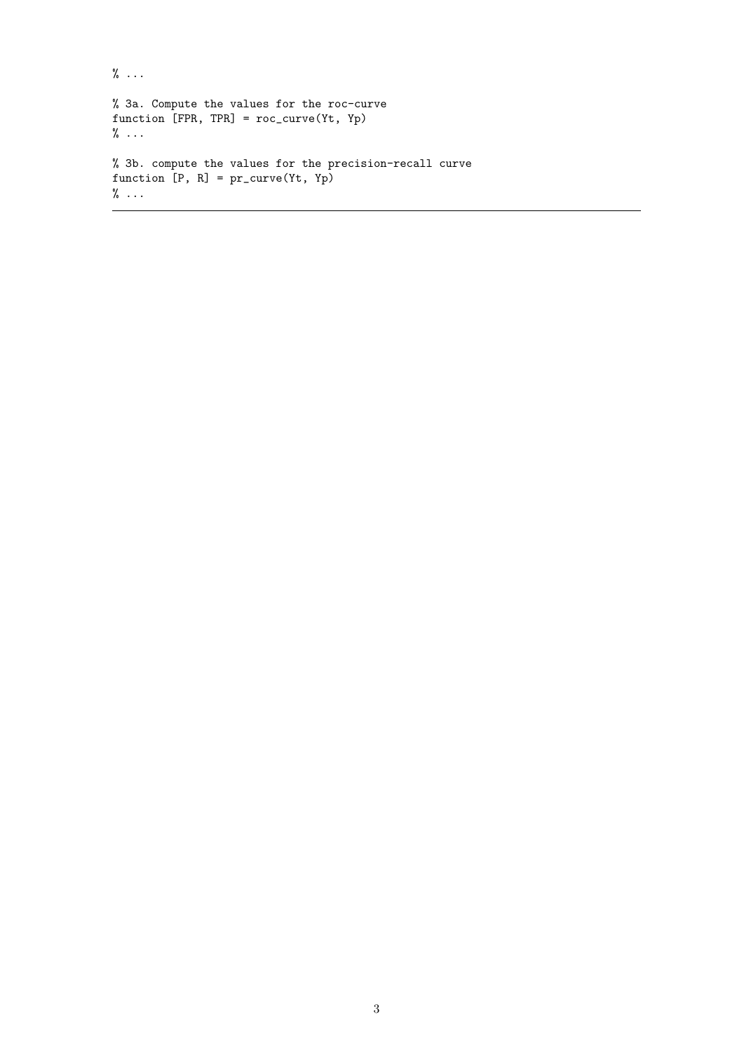```
% ...

% 3a. Compute the values for the roc-curve
function [FPR, TPR] = roc_curve(Yt, Yp)
% ...

% 3b. compute the values for the precision-recall curve
function [P, R] = pr_curve(Yt, Yp)
% ...
```